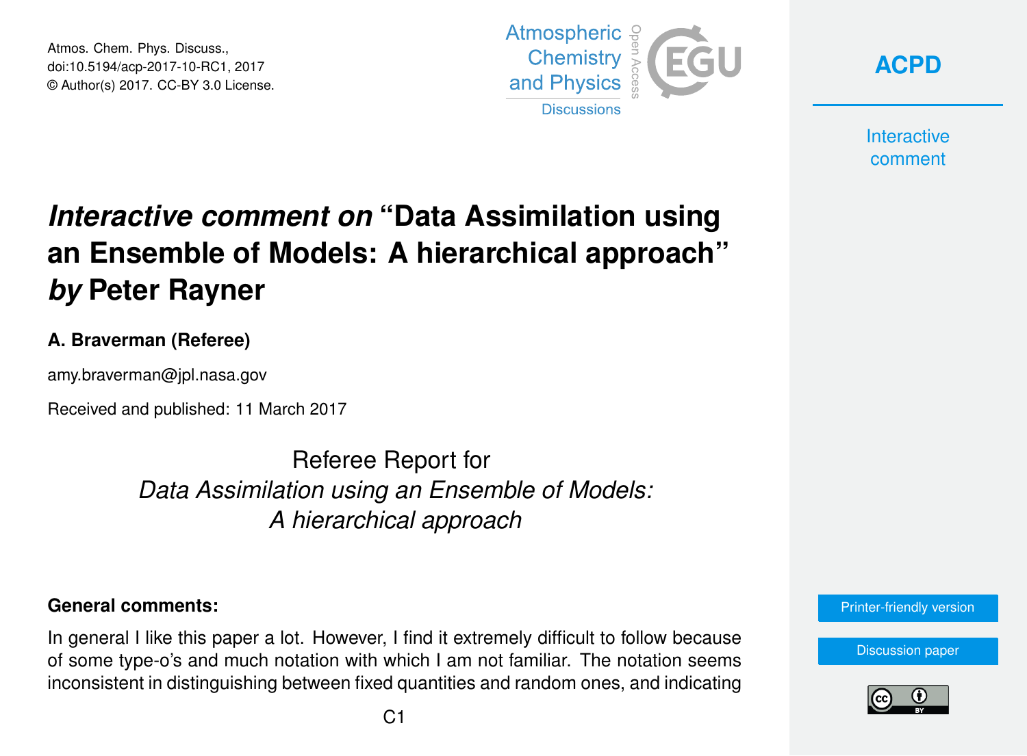# *Interactive comment on* "Data Assimilation using an Ensemble of Models: A hierarchical approach" *by* Peter Rayner

**A. Braverman (Referee)**

amy.braverman@jpl.nasa.gov

Received and published: 11 March 2017

Referee Report for
*Data Assimilation using an Ensemble of Models: A hierarchical approach*

**General comments:**

In general I like this paper a lot. However, I find it extremely difficult to follow because of some type-o's and much notation with which I am not familiar. The notation seems inconsistent in distinguishing between fixed quantities and random ones, and indicating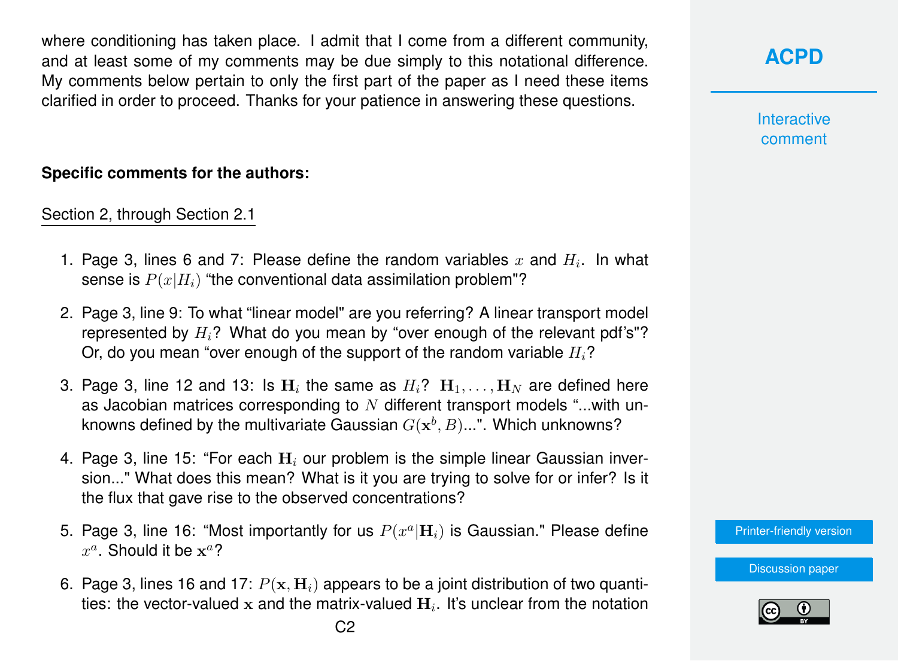where conditioning has taken place. I admit that I come from a different community, and at least some of my comments may be due simply to this notational difference. My comments below pertain to only the first part of the paper as I need these items clarified in order to proceed. Thanks for your patience in answering these questions.

**Specific comments for the authors:**

Section 2, through Section 2.1

1. Page 3, lines 6 and 7: Please define the random variables $x$ and $H_i$. In what sense is $P(x|H_i)$ "the conventional data assimilation problem"?

2. Page 3, line 9: To what "linear model" are you referring? A linear transport model represented by $H_i$? What do you mean by "over enough of the relevant pdf's"? Or, do you mean "over enough of the support of the random variable $H_i$?

3. Page 3, line 12 and 13: Is $\mathbf{H}_i$ the same as $H_i$? $\mathbf{H}_1, \ldots, \mathbf{H}_N$ are defined here as Jacobian matrices corresponding to $N$ different transport models "...with unknowns defined by the multivariate Gaussian $G(\mathbf{x}^b, B)$...". Which unknowns?

4. Page 3, line 15: "For each $\mathbf{H}_i$ our problem is the simple linear Gaussian inversion..." What does this mean? What is it you are trying to solve for or infer? Is it the flux that gave rise to the observed concentrations?

5. Page 3, line 16: "Most importantly for us $P(x^a|\mathbf{H}_i)$ is Gaussian." Please define $x^a$. Should it be $\mathbf{x}^a$?

6. Page 3, lines 16 and 17: $P(\mathbf{x}, \mathbf{H}_i)$ appears to be a joint distribution of two quantities: the vector-valued $\mathbf{x}$ and the matrix-valued $\mathbf{H}_i$. It's unclear from the notation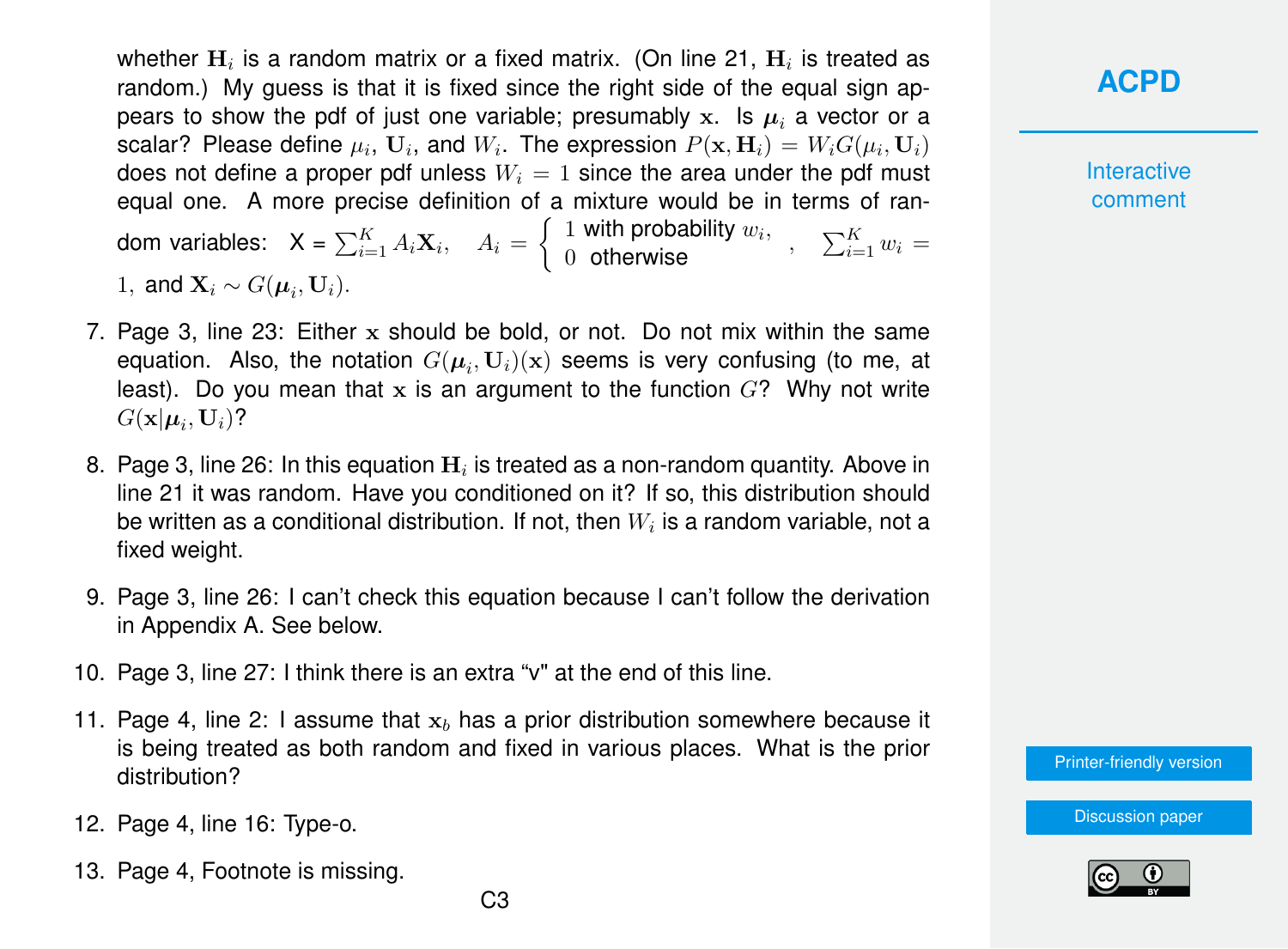whether $\mathbf{H}_i$ is a random matrix or a fixed matrix. (On line 21, $\mathbf{H}_i$ is treated as random.) My guess is that it is fixed since the right side of the equal sign appears to show the pdf of just one variable; presumably $\mathbf{x}$. Is $\boldsymbol{\mu}_i$ a vector or a scalar? Please define $\mu_i$, $\mathbf{U}_i$, and $W_i$. The expression $P(\mathbf{x}, \mathbf{H}_i) = W_i G(\mu_i, \mathbf{U}_i)$ does not define a proper pdf unless $W_i = 1$ since the area under the pdf must equal one. A more precise definition of a mixture would be in terms of random variables: $\mathrm{X} = \sum_{i=1}^{K} A_i \mathbf{X}_i, \quad A_i = \begin{cases} 1 \text{ with probability } w_i, \\ 0 \text{ otherwise} \end{cases}, \quad \sum_{i=1}^{K} w_i = 1$, and $\mathbf{X}_i \sim G(\boldsymbol{\mu}_i, \mathbf{U}_i)$.

7. Page 3, line 23: Either $\mathbf{x}$ should be bold, or not. Do not mix within the same equation. Also, the notation $G(\boldsymbol{\mu}_i, \mathbf{U}_i)(\mathbf{x})$ seems is very confusing (to me, at least). Do you mean that $\mathbf{x}$ is an argument to the function $G$? Why not write $G(\mathbf{x}|\boldsymbol{\mu}_i, \mathbf{U}_i)$?

8. Page 3, line 26: In this equation $\mathbf{H}_i$ is treated as a non-random quantity. Above in line 21 it was random. Have you conditioned on it? If so, this distribution should be written as a conditional distribution. If not, then $W_i$ is a random variable, not a fixed weight.

9. Page 3, line 26: I can't check this equation because I can't follow the derivation in Appendix A. See below.

10. Page 3, line 27: I think there is an extra "v" at the end of this line.

11. Page 4, line 2: I assume that $\mathbf{x}_b$ has a prior distribution somewhere because it is being treated as both random and fixed in various places. What is the prior distribution?

12. Page 4, line 16: Type-o.

13. Page 4, Footnote is missing.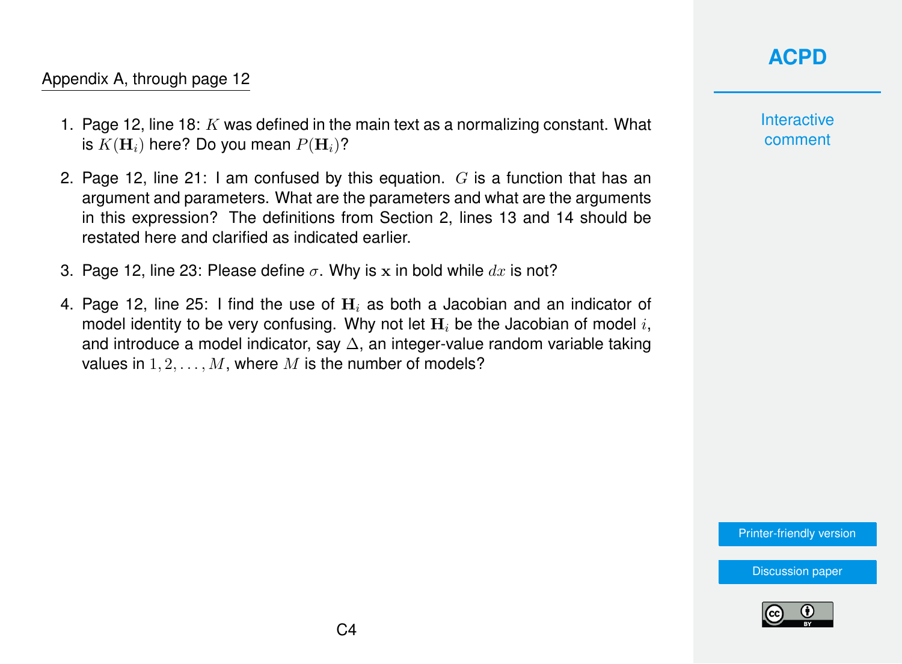Appendix A, through page 12

1. Page 12, line 18: $K$ was defined in the main text as a normalizing constant. What is $K(\mathbf{H}_i)$ here? Do you mean $P(\mathbf{H}_i)$?

2. Page 12, line 21: I am confused by this equation. $G$ is a function that has an argument and parameters. What are the parameters and what are the arguments in this expression? The definitions from Section 2, lines 13 and 14 should be restated here and clarified as indicated earlier.

3. Page 12, line 23: Please define $\sigma$. Why is $\mathbf{x}$ in bold while $dx$ is not?

4. Page 12, line 25: I find the use of $\mathbf{H}_i$ as both a Jacobian and an indicator of model identity to be very confusing. Why not let $\mathbf{H}_i$ be the Jacobian of model $i$, and introduce a model indicator, say $\Delta$, an integer-value random variable taking values in $1, 2, \ldots, M$, where $M$ is the number of models?